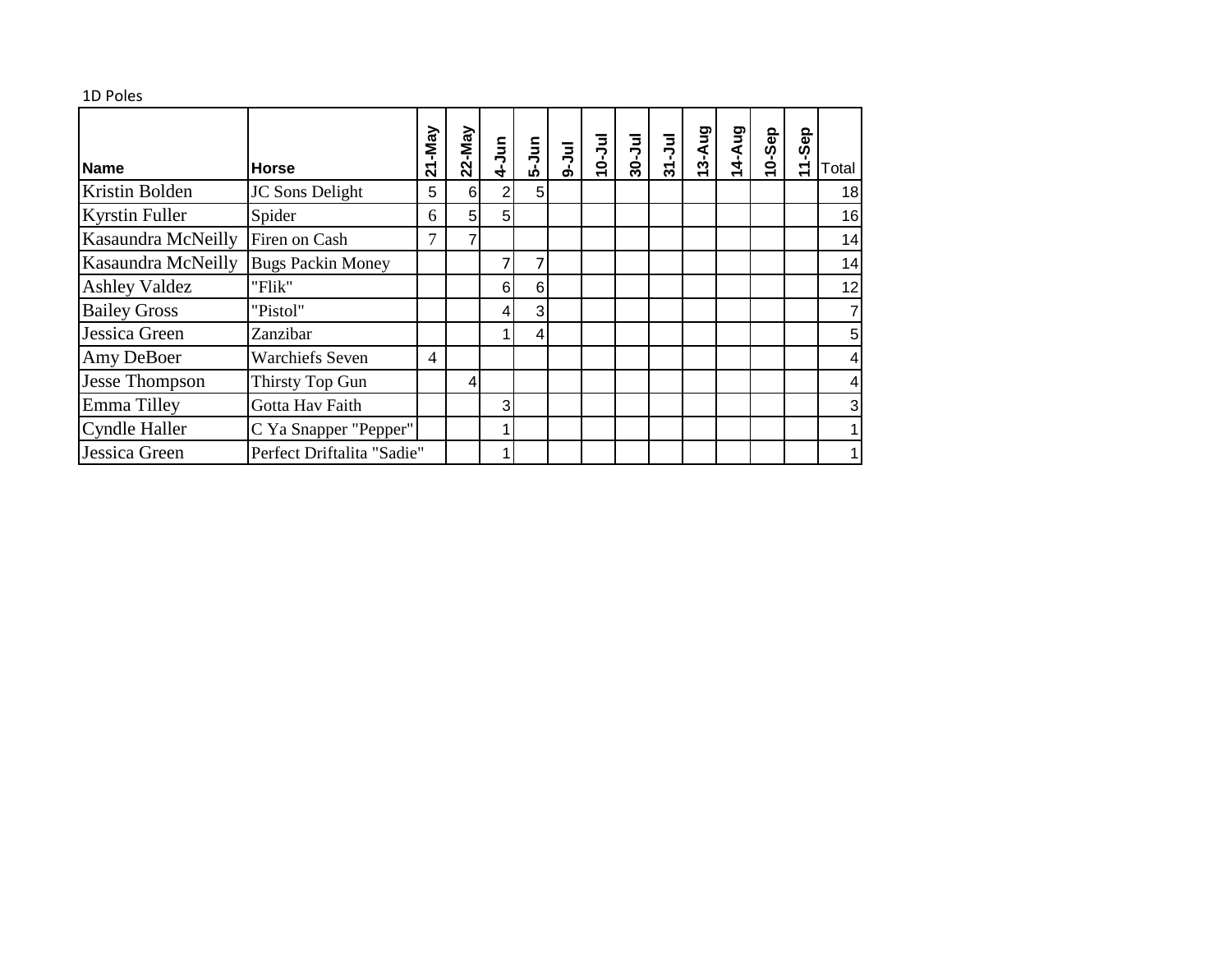1D Poles

| Name | Horse | 21-May | 22-May | 4-Jun | 5-Jun | 9-Jul | 10-Jul | 30-Jul | 31-Jul | 13-Aug | 14-Aug | 10-Sep | 11-Sep | Total |
|---|---|---|---|---|---|---|---|---|---|---|---|---|---|---|
| Kristin Bolden | JC Sons Delight | 5 | 6 | 2 | 5 | | | | | | | | | 18 |
| Kyrstin Fuller | Spider | 6 | 5 | 5 | | | | | | | | | | 16 |
| Kasaundra McNeilly | Firen on Cash | 7 | 7 | | | | | | | | | | | 14 |
| Kasaundra McNeilly | Bugs Packin Money | | | 7 | 7 | | | | | | | | | 14 |
| Ashley Valdez | "Flik" | | | 6 | 6 | | | | | | | | | 12 |
| Bailey Gross | "Pistol" | | | 4 | 3 | | | | | | | | | 7 |
| Jessica Green | Zanzibar | | | 1 | 4 | | | | | | | | | 5 |
| Amy DeBoer | Warchiefs Seven | 4 | | | | | | | | | | | | 4 |
| Jesse Thompson | Thirsty Top Gun | | 4 | | | | | | | | | | | 4 |
| Emma Tilley | Gotta Hav Faith | | | 3 | | | | | | | | | | 3 |
| Cyndle Haller | C Ya Snapper "Pepper" | | | 1 | | | | | | | | | | 1 |
| Jessica Green | Perfect Driftalita "Sadie" | | | 1 | | | | | | | | | | 1 |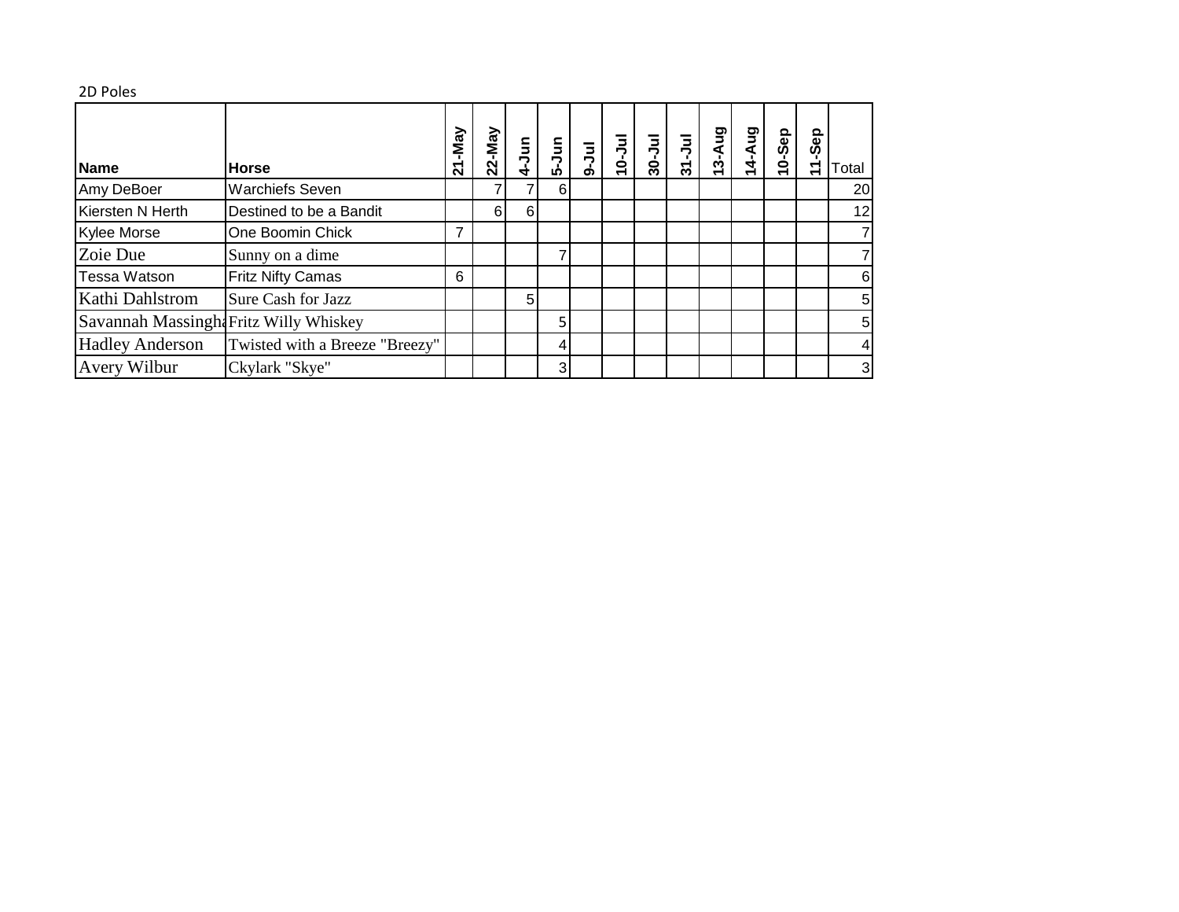2D Poles

| Name | Horse | 21-May | 22-May | 4-Jun | 5-Jun | 9-Jul | 10-Jul | 30-Jul | 31-Jul | 13-Aug | 14-Aug | 10-Sep | 11-Sep | Total |
|---|---|---|---|---|---|---|---|---|---|---|---|---|---|---|
| Amy DeBoer | Warchiefs Seven | | 7 | 7 | 6 | | | | | | | | | 20 |
| Kiersten N Herth | Destined to be a Bandit | | 6 | 6 | | | | | | | | | | 12 |
| Kylee Morse | One Boomin Chick | 7 | | | | | | | | | | | | 7 |
| Zoie Due | Sunny on a dime | | | | 7 | | | | | | | | | 7 |
| Tessa Watson | Fritz Nifty Camas | 6 | | | | | | | | | | | | 6 |
| Kathi Dahlstrom | Sure Cash for Jazz | | | 5 | | | | | | | | | | 5 |
| Savannah Massingha | Fritz Willy Whiskey | | | | 5 | | | | | | | | | 5 |
| Hadley Anderson | Twisted with a Breeze "Breezy" | | | | 4 | | | | | | | | | 4 |
| Avery Wilbur | Ckylark "Skye" | | | | 3 | | | | | | | | | 3 |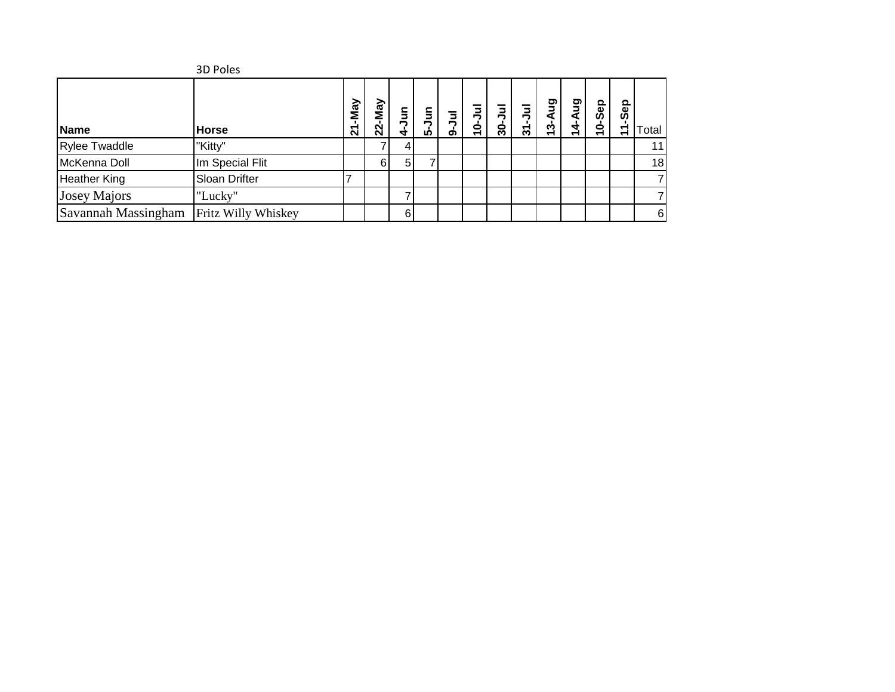3D Poles

| Name | Horse | 21-May | 22-May | 4-Jun | 5-Jun | 9-Jul | 10-Jul | 30-Jul | 31-Jul | 13-Aug | 14-Aug | 10-Sep | 11-Sep | Total |
|---|---|---|---|---|---|---|---|---|---|---|---|---|---|---|
| Rylee Twaddle | "Kitty" | | 7 | 4 | | | | | | | | | | 11 |
| McKenna Doll | Im Special Flit | | 6 | 5 | 7 | | | | | | | | | 18 |
| Heather King | Sloan Drifter | 7 | | | | | | | | | | | | 7 |
| Josey Majors | "Lucky" | | | 7 | | | | | | | | | | 7 |
| Savannah Massingham | Fritz Willy Whiskey | | | 6 | | | | | | | | | | 6 |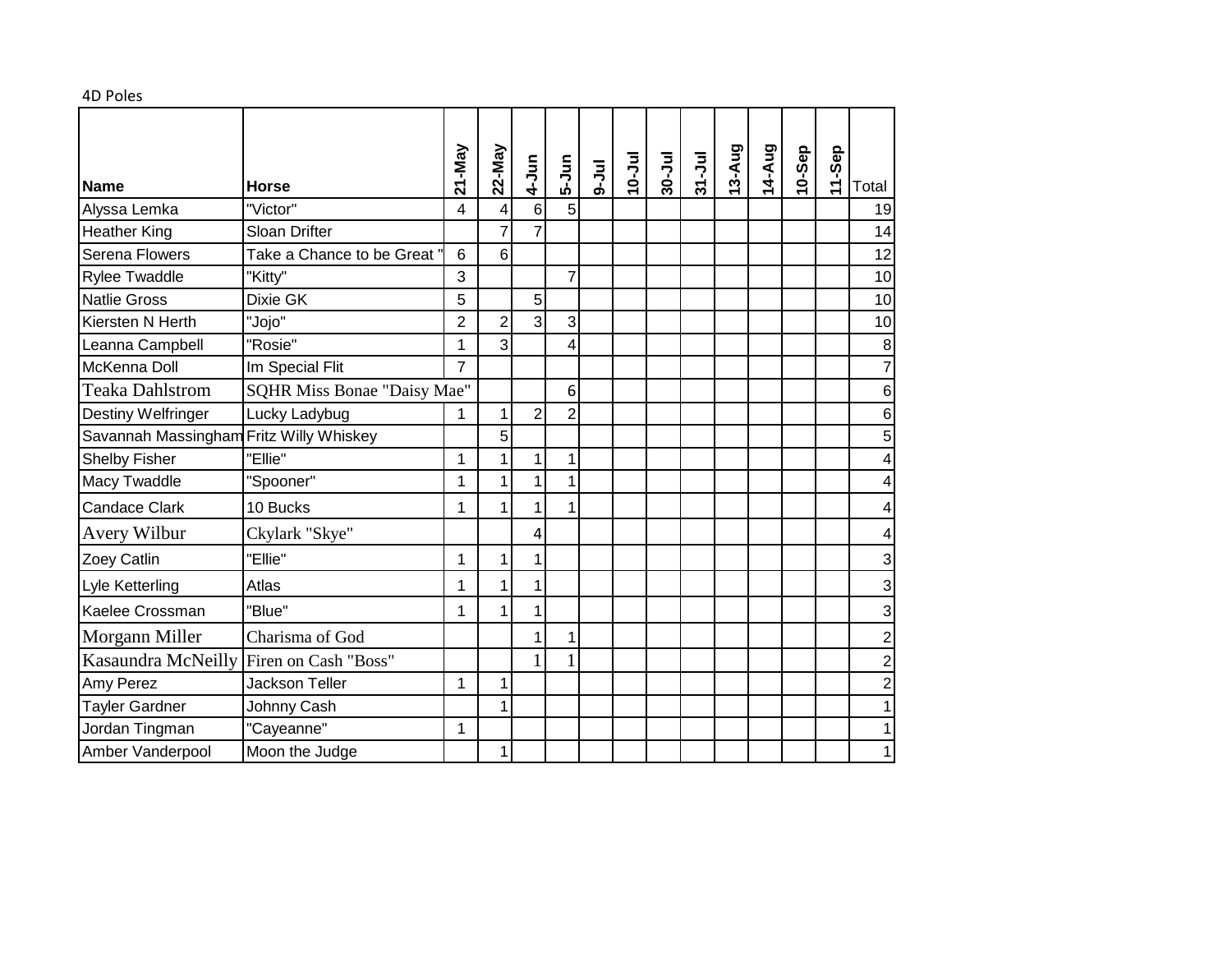4D Poles

| Name | Horse | 21-May | 22-May | 4-Jun | 5-Jun | 9-Jul | 10-Jul | 30-Jul | 31-Jul | 13-Aug | 14-Aug | 10-Sep | 11-Sep | Total |
|---|---|---|---|---|---|---|---|---|---|---|---|---|---|---|
| Alyssa Lemka | "Victor" | 4 | 4 | 6 | 5 | | | | | | | | | 19 |
| Heather King | Sloan Drifter | | 7 | 7 | | | | | | | | | | 14 |
| Serena Flowers | Take a Chance to be Great " | 6 | 6 | | | | | | | | | | | 12 |
| Rylee Twaddle | "Kitty" | 3 | | | 7 | | | | | | | | | 10 |
| Natlie Gross | Dixie GK | 5 | | 5 | | | | | | | | | | 10 |
| Kiersten N Herth | "Jojo" | 2 | 2 | 3 | 3 | | | | | | | | | 10 |
| Leanna Campbell | "Rosie" | 1 | 3 | | 4 | | | | | | | | | 8 |
| McKenna Doll | Im Special Flit | 7 | | | | | | | | | | | | 7 |
| Teaka Dahlstrom | SQHR Miss Bonae "Daisy Mae" | | | | 6 | | | | | | | | | 6 |
| Destiny Welfringer | Lucky Ladybug | 1 | 1 | 2 | 2 | | | | | | | | | 6 |
| Savannah Massingham | Fritz Willy Whiskey | | 5 | | | | | | | | | | | 5 |
| Shelby Fisher | "Ellie" | 1 | 1 | 1 | 1 | | | | | | | | | 4 |
| Macy Twaddle | "Spooner" | 1 | 1 | 1 | 1 | | | | | | | | | 4 |
| Candace Clark | 10 Bucks | 1 | 1 | 1 | 1 | | | | | | | | | 4 |
| Avery Wilbur | Ckylark "Skye" | | | 4 | | | | | | | | | | 4 |
| Zoey Catlin | "Ellie" | 1 | 1 | 1 | | | | | | | | | | 3 |
| Lyle Ketterling | Atlas | 1 | 1 | 1 | | | | | | | | | | 3 |
| Kaelee Crossman | "Blue" | 1 | 1 | 1 | | | | | | | | | | 3 |
| Morgann Miller | Charisma of God | | | 1 | 1 | | | | | | | | | 2 |
| Kasaundra McNeilly | Firen on Cash "Boss" | | | 1 | 1 | | | | | | | | | 2 |
| Amy Perez | Jackson Teller | 1 | 1 | | | | | | | | | | | 2 |
| Tayler Gardner | Johnny Cash | | 1 | | | | | | | | | | | 1 |
| Jordan Tingman | "Cayeanne" | 1 | | | | | | | | | | | | 1 |
| Amber Vanderpool | Moon the Judge | | 1 | | | | | | | | | | | 1 |